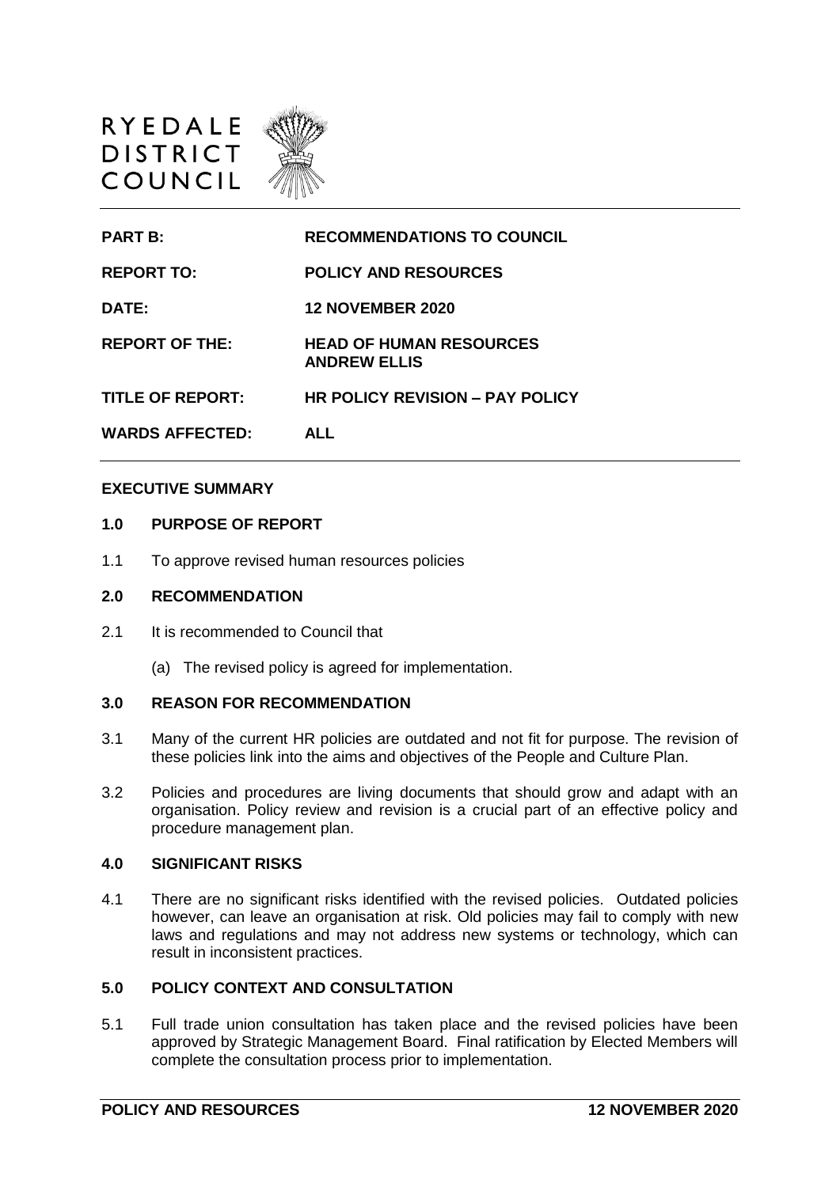RYEDALE DISTRICT COUNCIL

| | |
|---|---|
| **PART B:** | **RECOMMENDATIONS TO COUNCIL** |
| **REPORT TO:** | **POLICY AND RESOURCES** |
| **DATE:** | **12 NOVEMBER 2020** |
| **REPORT OF THE:** | **HEAD OF HUMAN RESOURCES ANDREW ELLIS** |
| **TITLE OF REPORT:** | **HR POLICY REVISION – PAY POLICY** |
| **WARDS AFFECTED:** | **ALL** |

## EXECUTIVE SUMMARY

### 1.0 PURPOSE OF REPORT

1.1 To approve revised human resources policies

### 2.0 RECOMMENDATION

2.1 It is recommended to Council that

(a) The revised policy is agreed for implementation.

### 3.0 REASON FOR RECOMMENDATION

3.1 Many of the current HR policies are outdated and not fit for purpose. The revision of these policies link into the aims and objectives of the People and Culture Plan.

3.2 Policies and procedures are living documents that should grow and adapt with an organisation. Policy review and revision is a crucial part of an effective policy and procedure management plan.

### 4.0 SIGNIFICANT RISKS

4.1 There are no significant risks identified with the revised policies. Outdated policies however, can leave an organisation at risk. Old policies may fail to comply with new laws and regulations and may not address new systems or technology, which can result in inconsistent practices.

### 5.0 POLICY CONTEXT AND CONSULTATION

5.1 Full trade union consultation has taken place and the revised policies have been approved by Strategic Management Board. Final ratification by Elected Members will complete the consultation process prior to implementation.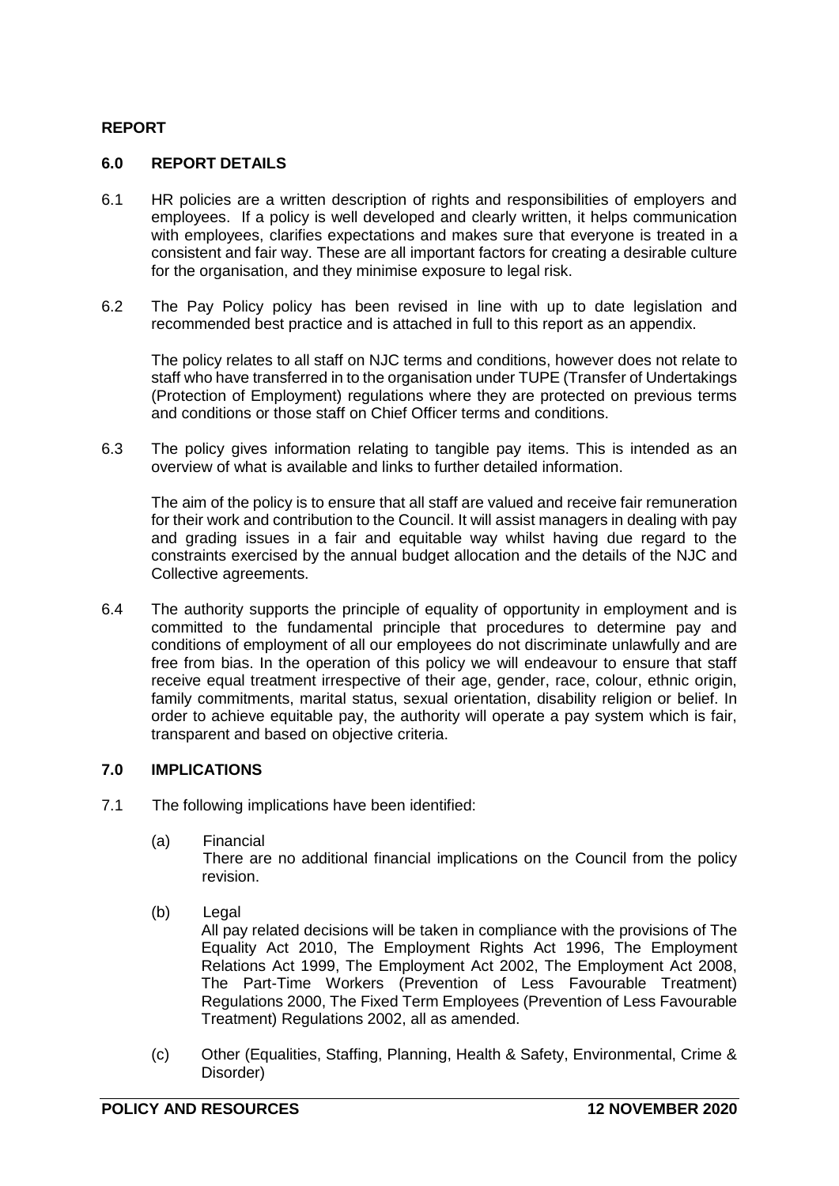**REPORT**

## 6.0 REPORT DETAILS

6.1 HR policies are a written description of rights and responsibilities of employers and employees. If a policy is well developed and clearly written, it helps communication with employees, clarifies expectations and makes sure that everyone is treated in a consistent and fair way. These are all important factors for creating a desirable culture for the organisation, and they minimise exposure to legal risk.

6.2 The Pay Policy policy has been revised in line with up to date legislation and recommended best practice and is attached in full to this report as an appendix.

The policy relates to all staff on NJC terms and conditions, however does not relate to staff who have transferred in to the organisation under TUPE (Transfer of Undertakings (Protection of Employment) regulations where they are protected on previous terms and conditions or those staff on Chief Officer terms and conditions.

6.3 The policy gives information relating to tangible pay items. This is intended as an overview of what is available and links to further detailed information.

The aim of the policy is to ensure that all staff are valued and receive fair remuneration for their work and contribution to the Council. It will assist managers in dealing with pay and grading issues in a fair and equitable way whilst having due regard to the constraints exercised by the annual budget allocation and the details of the NJC and Collective agreements.

6.4 The authority supports the principle of equality of opportunity in employment and is committed to the fundamental principle that procedures to determine pay and conditions of employment of all our employees do not discriminate unlawfully and are free from bias. In the operation of this policy we will endeavour to ensure that staff receive equal treatment irrespective of their age, gender, race, colour, ethnic origin, family commitments, marital status, sexual orientation, disability religion or belief. In order to achieve equitable pay, the authority will operate a pay system which is fair, transparent and based on objective criteria.

## 7.0 IMPLICATIONS

7.1 The following implications have been identified:

(a) Financial
There are no additional financial implications on the Council from the policy revision.

(b) Legal
All pay related decisions will be taken in compliance with the provisions of The Equality Act 2010, The Employment Rights Act 1996, The Employment Relations Act 1999, The Employment Act 2002, The Employment Act 2008, The Part-Time Workers (Prevention of Less Favourable Treatment) Regulations 2000, The Fixed Term Employees (Prevention of Less Favourable Treatment) Regulations 2002, all as amended.

(c) Other (Equalities, Staffing, Planning, Health & Safety, Environmental, Crime & Disorder)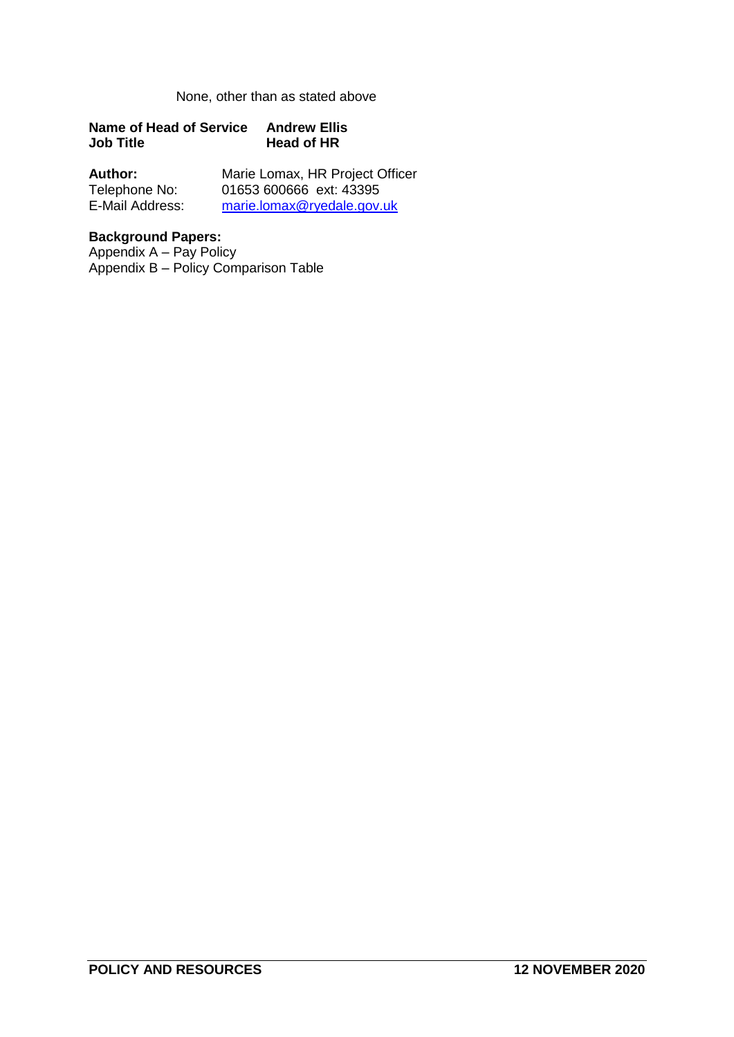None, other than as stated above

**Name of Head of Service** **Andrew Ellis**
**Job Title** **Head of HR**

**Author:** Marie Lomax, HR Project Officer
Telephone No: 01653 600666 ext: 43395
E-Mail Address: marie.lomax@ryedale.gov.uk

**Background Papers:**
Appendix A – Pay Policy
Appendix B – Policy Comparison Table